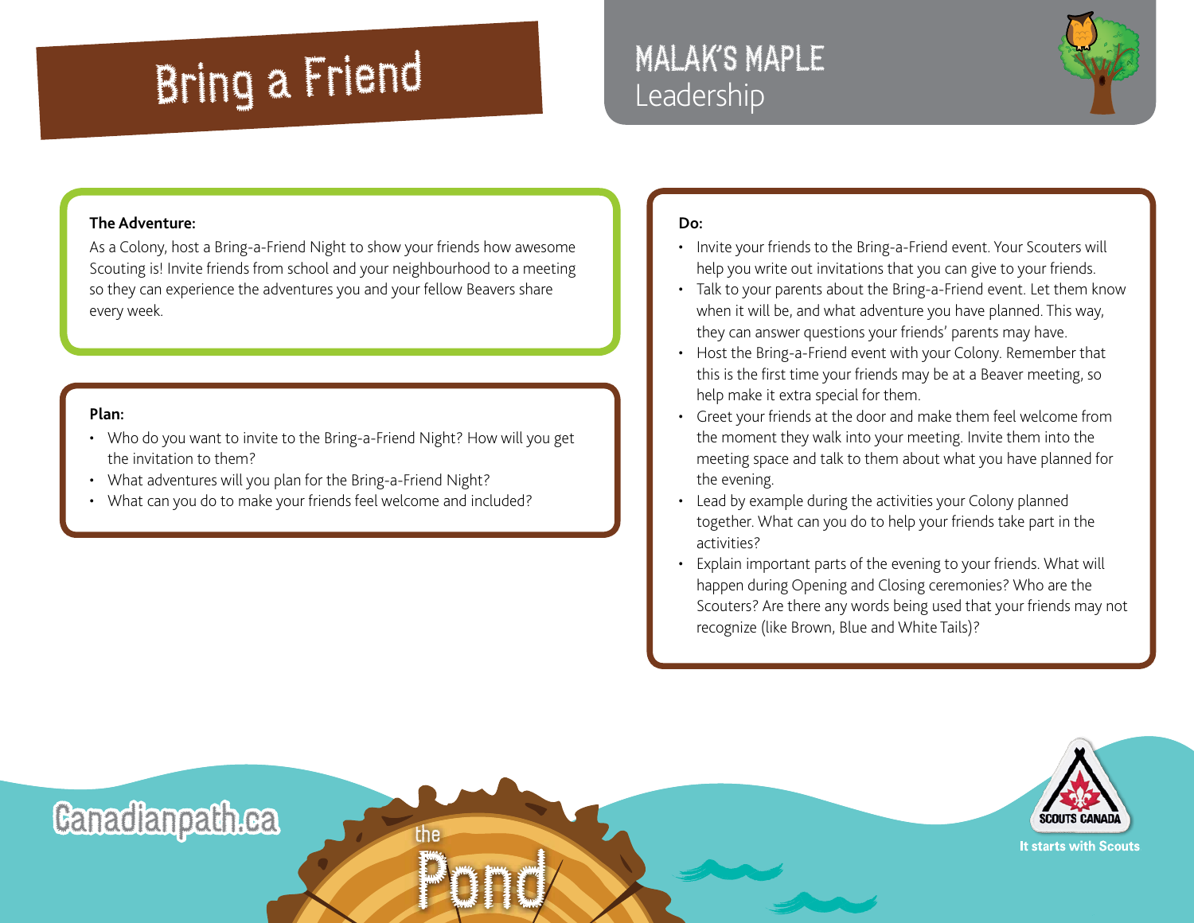# Bring a Friend

## MALAK'S MAPLE
Leadership

**The Adventure:**

As a Colony, host a Bring-a-Friend Night to show your friends how awesome Scouting is! Invite friends from school and your neighbourhood to a meeting so they can experience the adventures you and your fellow Beavers share every week.

**Plan:**

- Who do you want to invite to the Bring-a-Friend Night? How will you get the invitation to them?
- What adventures will you plan for the Bring-a-Friend Night?
- What can you do to make your friends feel welcome and included?

**Do:**

- Invite your friends to the Bring-a-Friend event. Your Scouters will help you write out invitations that you can give to your friends.
- Talk to your parents about the Bring-a-Friend event. Let them know when it will be, and what adventure you have planned. This way, they can answer questions your friends' parents may have.
- Host the Bring-a-Friend event with your Colony. Remember that this is the first time your friends may be at a Beaver meeting, so help make it extra special for them.
- Greet your friends at the door and make them feel welcome from the moment they walk into your meeting. Invite them into the meeting space and talk to them about what you have planned for the evening.
- Lead by example during the activities your Colony planned together. What can you do to help your friends take part in the activities?
- Explain important parts of the evening to your friends. What will happen during Opening and Closing ceremonies? Who are the Scouters? Are there any words being used that your friends may not recognize (like Brown, Blue and White Tails)?

Canadianpath.ca

the Pond

SCOUTS CANADA
It starts with Scouts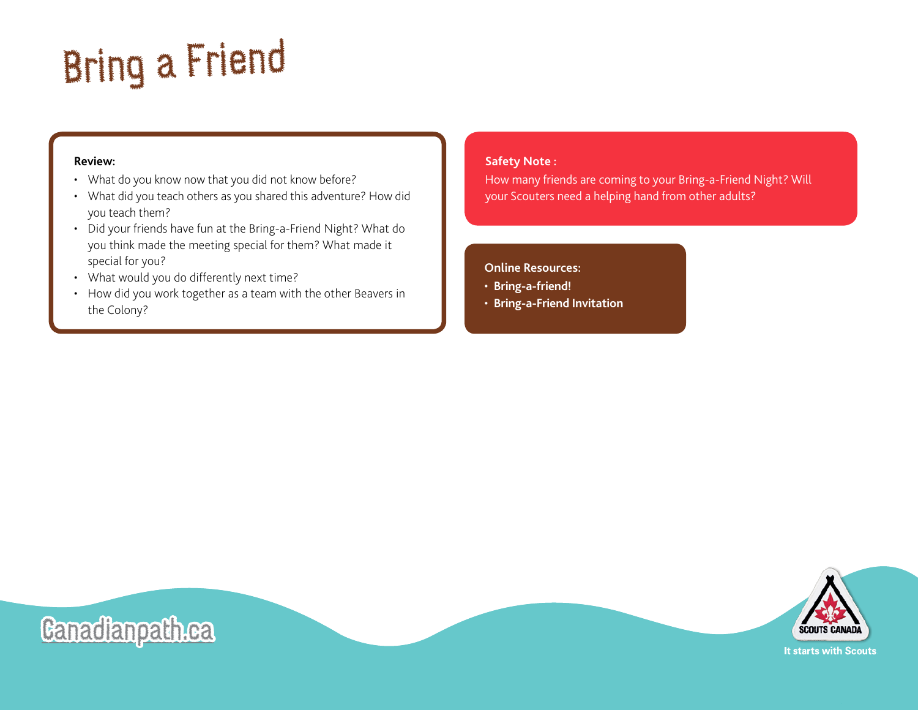# Bring a Friend

**Review:**

- What do you know now that you did not know before?
- What did you teach others as you shared this adventure? How did you teach them?
- Did your friends have fun at the Bring-a-Friend Night? What do you think made the meeting special for them? What made it special for you?
- What would you do differently next time?
- How did you work together as a team with the other Beavers in the Colony?

**Safety Note :**

How many friends are coming to your Bring-a-Friend Night? Will your Scouters need a helping hand from other adults?

**Online Resources:**

- **Bring-a-friend!**
- **Bring-a-Friend Invitation**

Canadianpath.ca

SCOUTS CANADA

It starts with Scouts